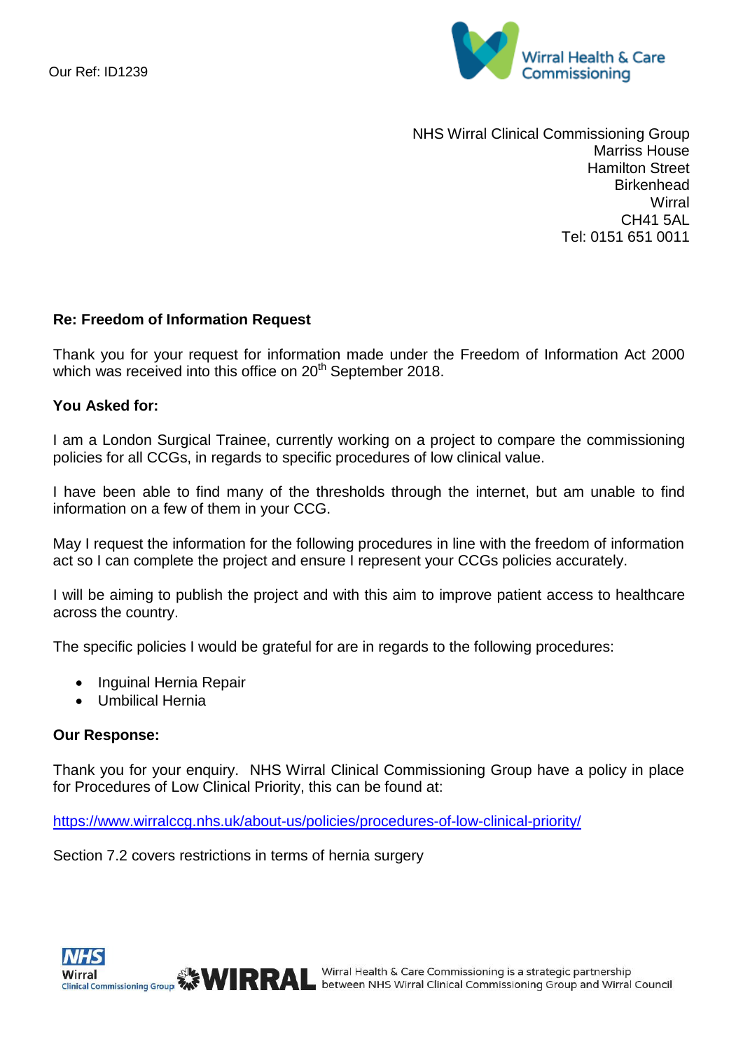Our Ref: ID1239

Wirral Health & Care Commissioning

NHS Wirral Clinical Commissioning Group
Marriss House
Hamilton Street
Birkenhead
Wirral
CH41 5AL
Tel: 0151 651 0011

**Re: Freedom of Information Request**

Thank you for your request for information made under the Freedom of Information Act 2000 which was received into this office on 20th September 2018.

**You Asked for:**

I am a London Surgical Trainee, currently working on a project to compare the commissioning policies for all CCGs, in regards to specific procedures of low clinical value.

I have been able to find many of the thresholds through the internet, but am unable to find information on a few of them in your CCG.

May I request the information for the following procedures in line with the freedom of information act so I can complete the project and ensure I represent your CCGs policies accurately.

I will be aiming to publish the project and with this aim to improve patient access to healthcare across the country.

The specific policies I would be grateful for are in regards to the following procedures:

- Inguinal Hernia Repair
- Umbilical Hernia

**Our Response:**

Thank you for your enquiry. NHS Wirral Clinical Commissioning Group have a policy in place for Procedures of Low Clinical Priority, this can be found at:

https://www.wirralccg.nhs.uk/about-us/policies/procedures-of-low-clinical-priority/

Section 7.2 covers restrictions in terms of hernia surgery

NHS Wirral Clinical Commissioning Group WIRRAL Wirral Health & Care Commissioning is a strategic partnership between NHS Wirral Clinical Commissioning Group and Wirral Council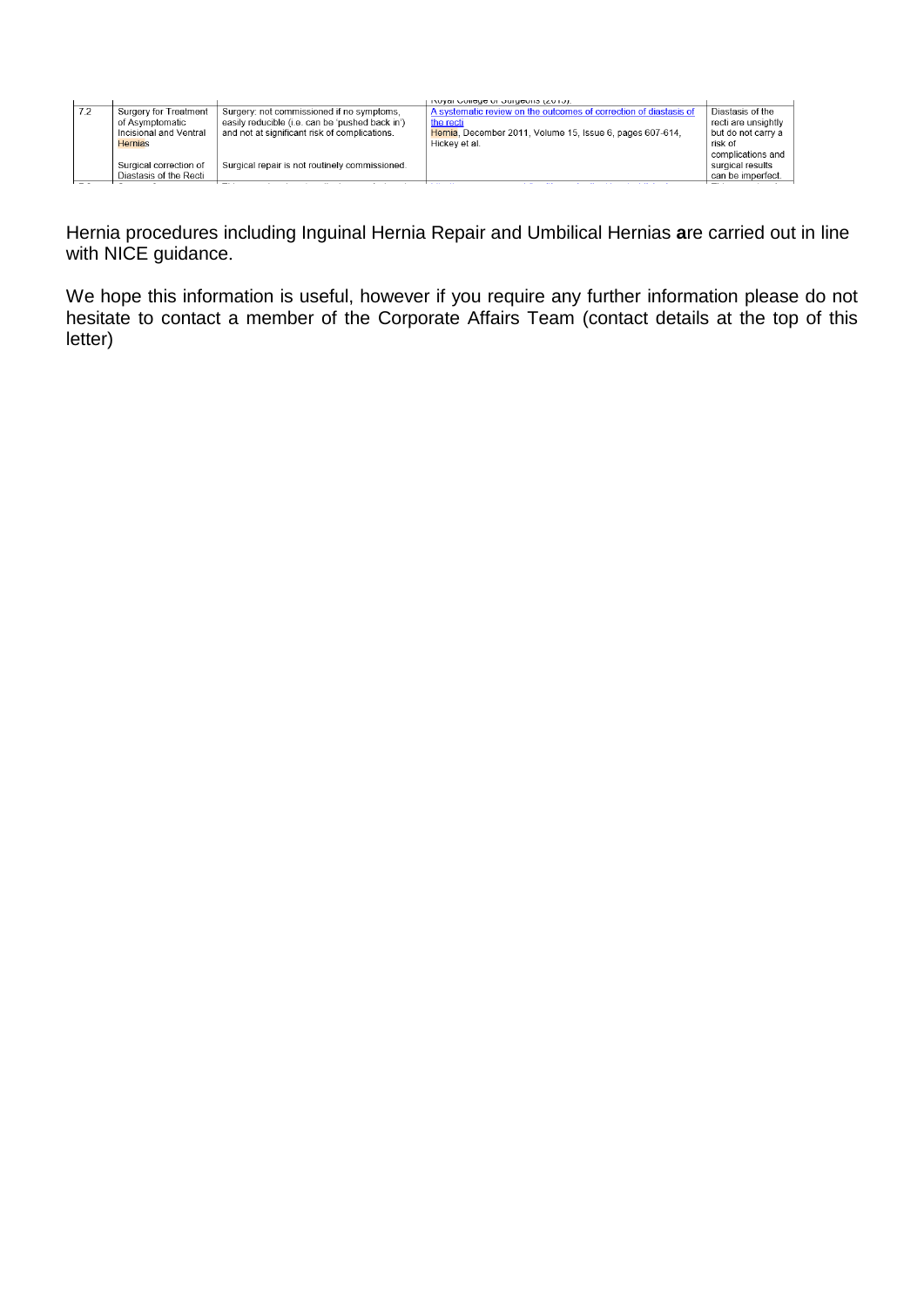| | | | | |
|---|---|---|---|---|
| | | | Royal College of Surgeons (2013). | |
| 7.2 | Surgery for Treatment of Asymptomatic Incisional and Ventral Hernias<br><br>Surgical correction of Diastasis of the Recti | Surgery: not commissioned if no symptoms, easily reducible (i.e. can be 'pushed back in') and not at significant risk of complications.<br><br>Surgical repair is not routinely commissioned. | A systematic review on the outcomes of correction of diastasis of the recti<br>Hernia, December 2011, Volume 15, Issue 6, pages 607-614, Hickey et al. | Diastasis of the recti are unsightly but do not carry a risk of complications and surgical results can be imperfect. |

Hernia procedures including Inguinal Hernia Repair and Umbilical Hernias **a**re carried out in line with NICE guidance.

We hope this information is useful, however if you require any further information please do not hesitate to contact a member of the Corporate Affairs Team (contact details at the top of this letter)